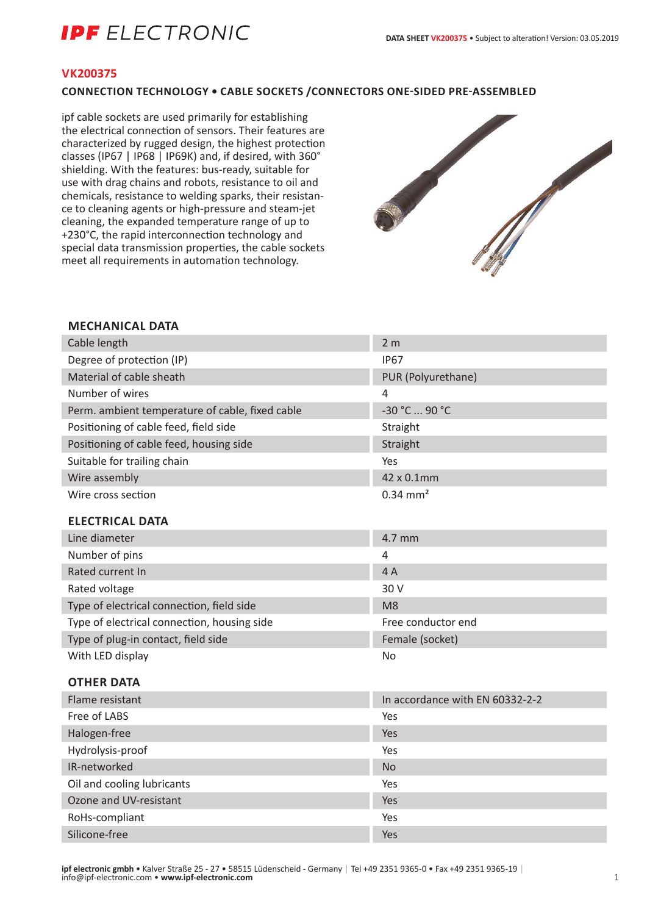# VK200375

## CONNECTION TECHNOLOGY • CABLE SOCKETS /CONNECTORS ONE-SIDED PRE-ASSEMBLED

ipf cable sockets are used primarily for establishing the electrical connection of sensors. Their features are characterized by rugged design, the highest protection classes (IP67 | IP68 | IP69K) and, if desired, with 360° shielding. With the features: bus-ready, suitable for use with drag chains and robots, resistance to oil and chemicals, resistance to welding sparks, their resistance to cleaning agents or high-pressure and steam-jet cleaning, the expanded temperature range of up to +230°C, the rapid interconnection technology and special data transmission properties, the cable sockets meet all requirements in automation technology.

### MECHANICAL DATA

| | |
|---|---|
| Cable length | 2 m |
| Degree of protection (IP) | IP67 |
| Material of cable sheath | PUR (Polyurethane) |
| Number of wires | 4 |
| Perm. ambient temperature of cable, fixed cable | -30 °C ... 90 °C |
| Positioning of cable feed, field side | Straight |
| Positioning of cable feed, housing side | Straight |
| Suitable for trailing chain | Yes |
| Wire assembly | 42 x 0.1mm |
| Wire cross section | 0.34 mm² |

### ELECTRICAL DATA

| | |
|---|---|
| Line diameter | 4.7 mm |
| Number of pins | 4 |
| Rated current In | 4 A |
| Rated voltage | 30 V |
| Type of electrical connection, field side | M8 |
| Type of electrical connection, housing side | Free conductor end |
| Type of plug-in contact, field side | Female (socket) |
| With LED display | No |

### OTHER DATA

| | |
|---|---|
| Flame resistant | In accordance with EN 60332-2-2 |
| Free of LABS | Yes |
| Halogen-free | Yes |
| Hydrolysis-proof | Yes |
| IR-networked | No |
| Oil and cooling lubricants | Yes |
| Ozone and UV-resistant | Yes |
| RoHs-compliant | Yes |
| Silicone-free | Yes |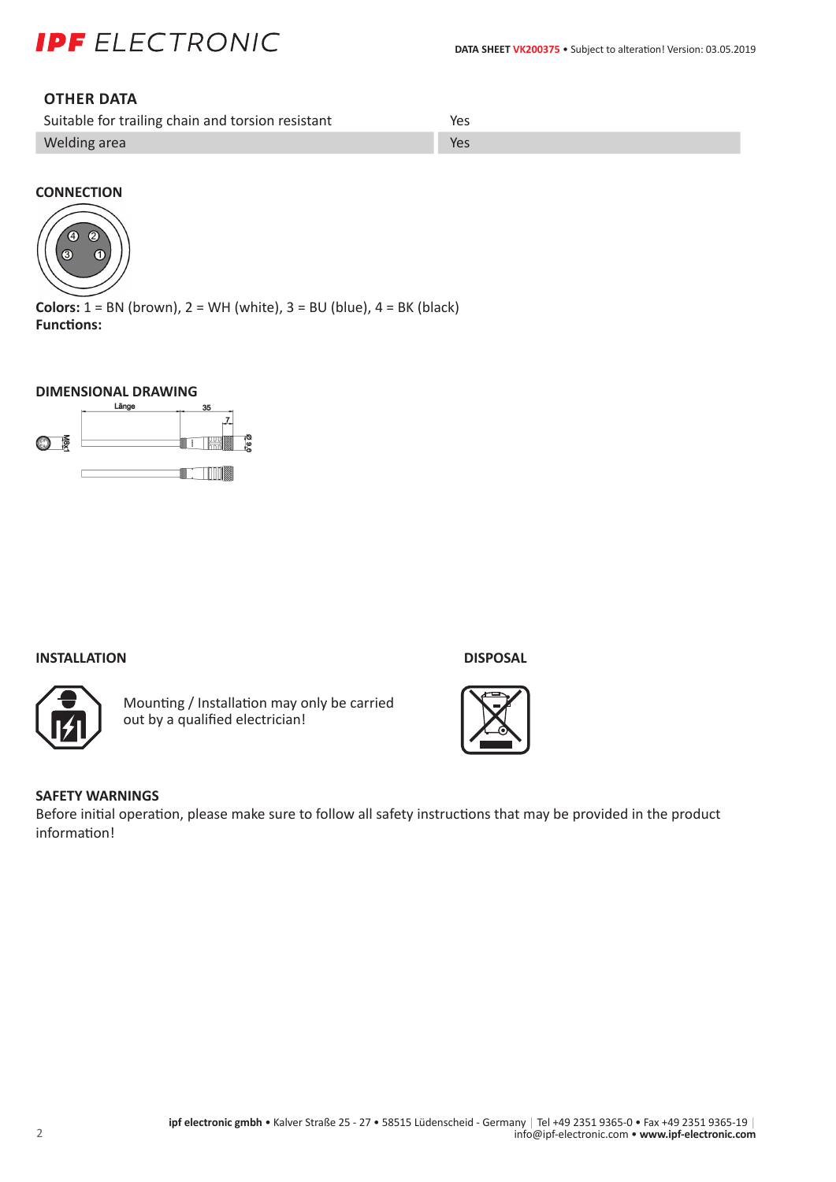## OTHER DATA

| | |
|---|---|
| Suitable for trailing chain and torsion resistant | Yes |
| Welding area | Yes |

## CONNECTION

**Colors:** 1 = BN (brown), 2 = WH (white), 3 = BU (blue), 4 = BK (black)
**Functions:**

## DIMENSIONAL DRAWING

Länge
35
7
M8x1
Ø 9,6

## INSTALLATION

Mounting / Installation may only be carried out by a qualified electrician!

## DISPOSAL

## SAFETY WARNINGS

Before initial operation, please make sure to follow all safety instructions that may be provided in the product information!